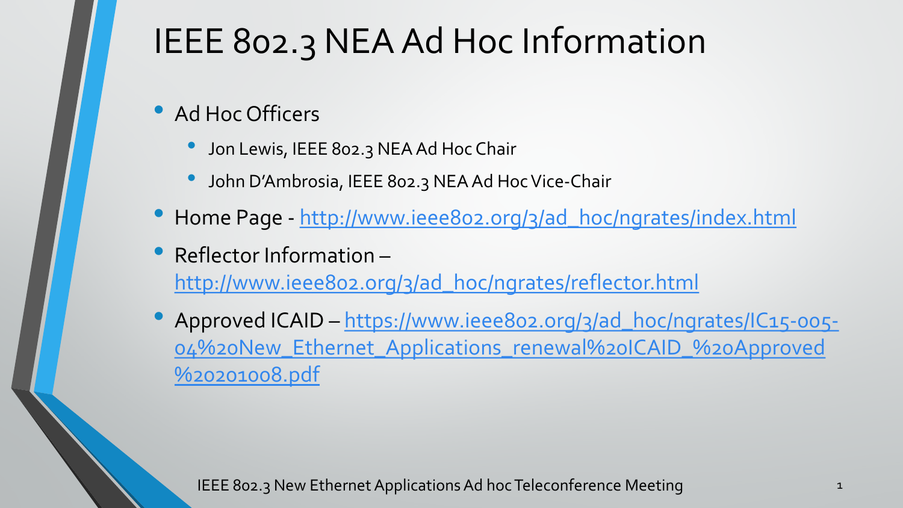# IEEE 802.3 NEA Ad Hoc Information

- Ad Hoc Officers
  - Jon Lewis, IEEE 802.3 NEA Ad Hoc Chair
  - John D'Ambrosia, IEEE 802.3 NEA Ad Hoc Vice-Chair
- Home Page - http://www.ieee802.org/3/ad_hoc/ngrates/index.html
- Reflector Information – http://www.ieee802.org/3/ad_hoc/ngrates/reflector.html
- Approved ICAID – https://www.ieee802.org/3/ad_hoc/ngrates/IC15-005-04%20New_Ethernet_Applications_renewal%20ICAID_%20Approved%20201008.pdf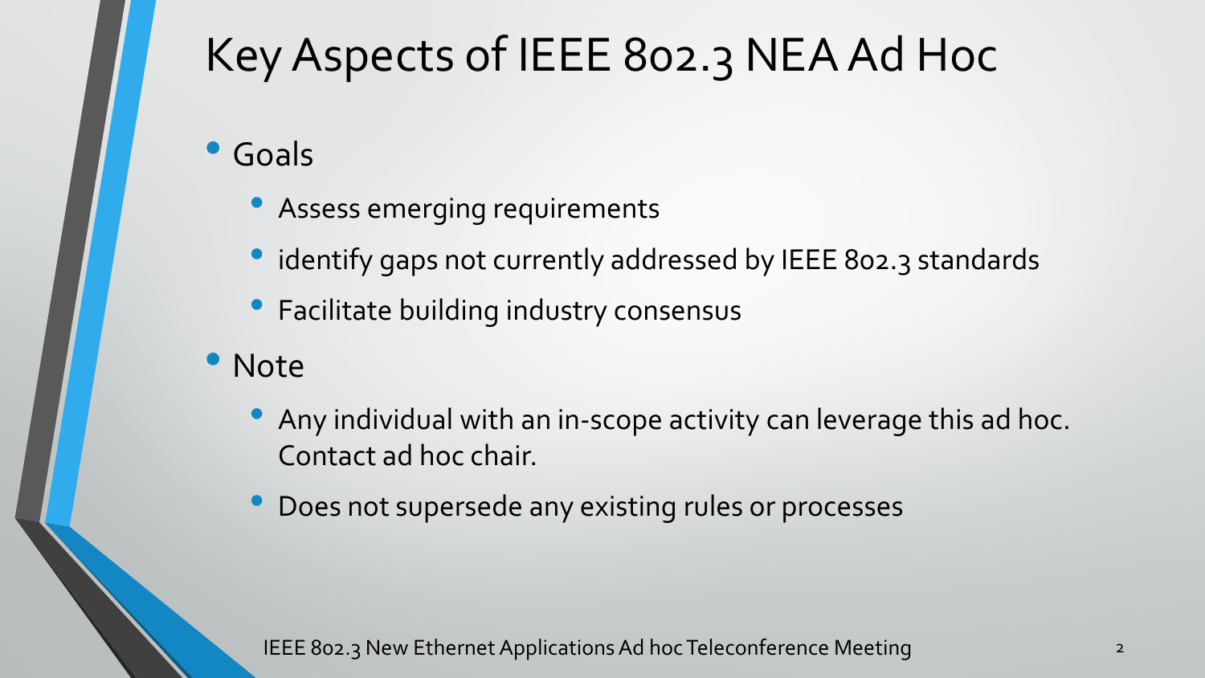# Key Aspects of IEEE 802.3 NEA Ad Hoc

- Goals
  - Assess emerging requirements
  - identify gaps not currently addressed by IEEE 802.3 standards
  - Facilitate building industry consensus
- Note
  - Any individual with an in-scope activity can leverage this ad hoc. Contact ad hoc chair.
  - Does not supersede any existing rules or processes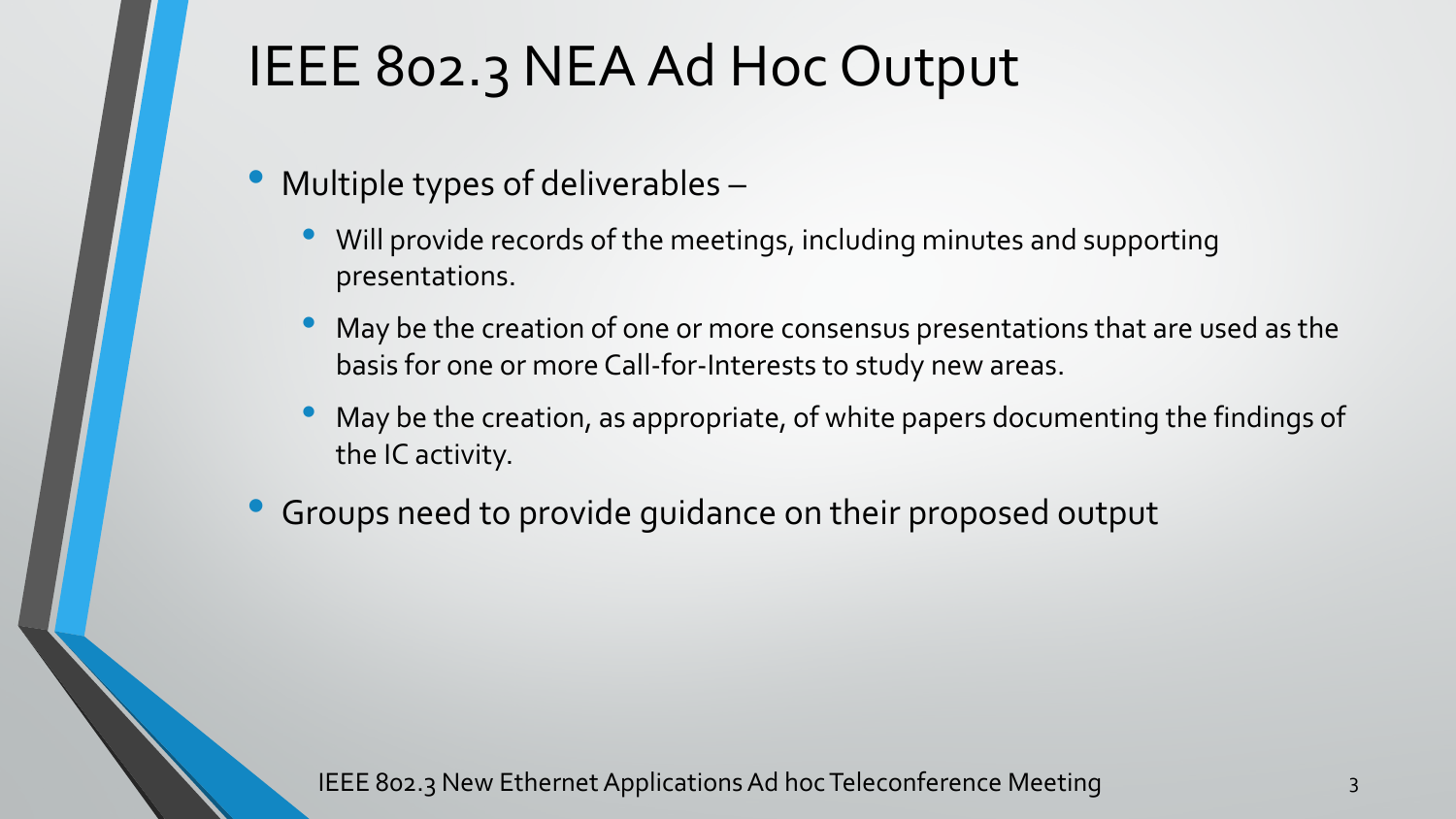# IEEE 802.3 NEA Ad Hoc Output

- Multiple types of deliverables –
  - Will provide records of the meetings, including minutes and supporting presentations.
  - May be the creation of one or more consensus presentations that are used as the basis for one or more Call-for-Interests to study new areas.
  - May be the creation, as appropriate, of white papers documenting the findings of the IC activity.
- Groups need to provide guidance on their proposed output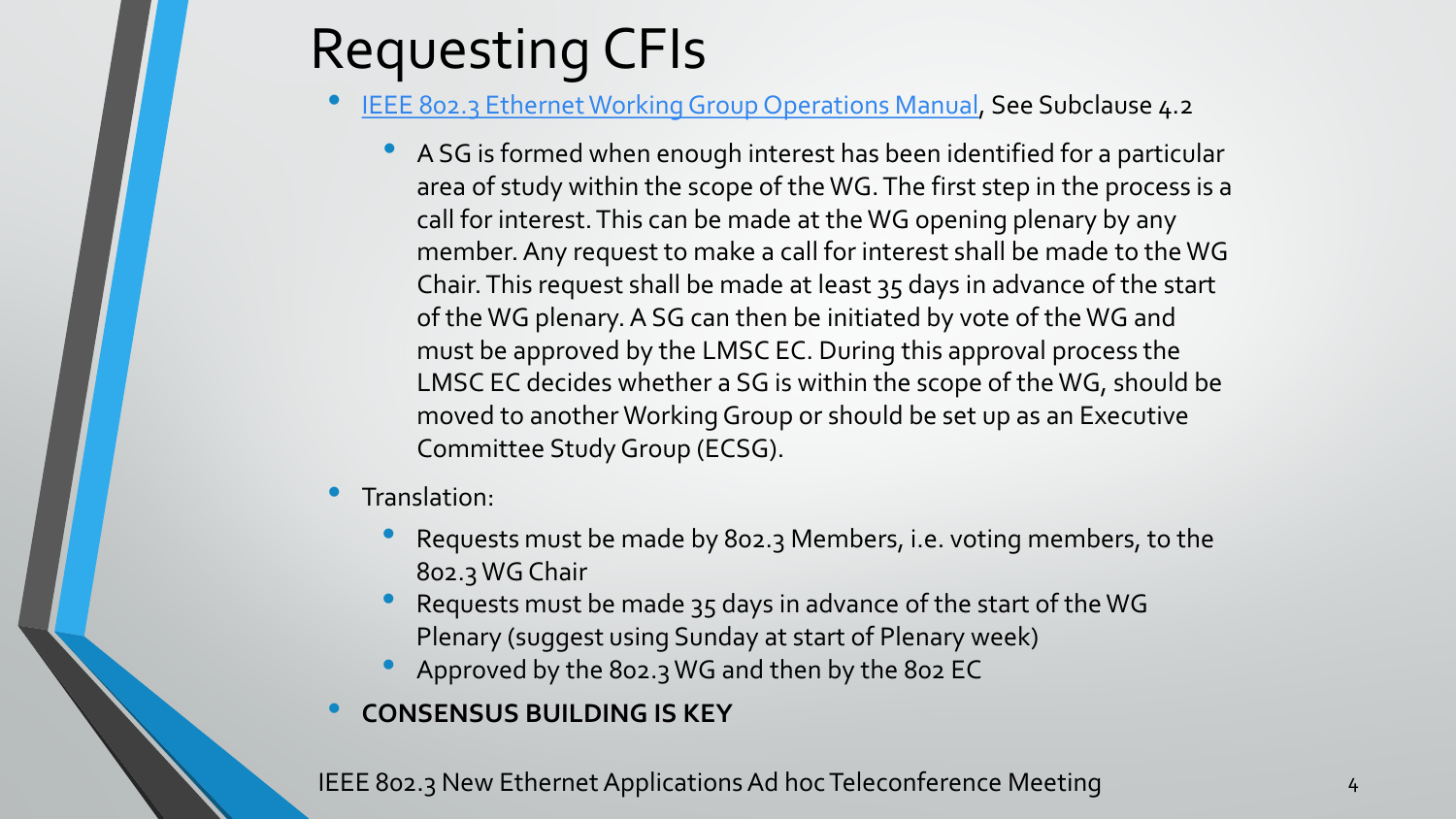# Requesting CFIs

- [IEEE 802.3 Ethernet Working Group Operations Manual](), See Subclause 4.2
  - A SG is formed when enough interest has been identified for a particular area of study within the scope of the WG. The first step in the process is a call for interest. This can be made at the WG opening plenary by any member. Any request to make a call for interest shall be made to the WG Chair. This request shall be made at least 35 days in advance of the start of the WG plenary. A SG can then be initiated by vote of the WG and must be approved by the LMSC EC. During this approval process the LMSC EC decides whether a SG is within the scope of the WG, should be moved to another Working Group or should be set up as an Executive Committee Study Group (ECSG).
- Translation:
  - Requests must be made by 802.3 Members, i.e. voting members, to the 802.3 WG Chair
  - Requests must be made 35 days in advance of the start of the WG Plenary (suggest using Sunday at start of Plenary week)
  - Approved by the 802.3 WG and then by the 802 EC
- **CONSENSUS BUILDING IS KEY**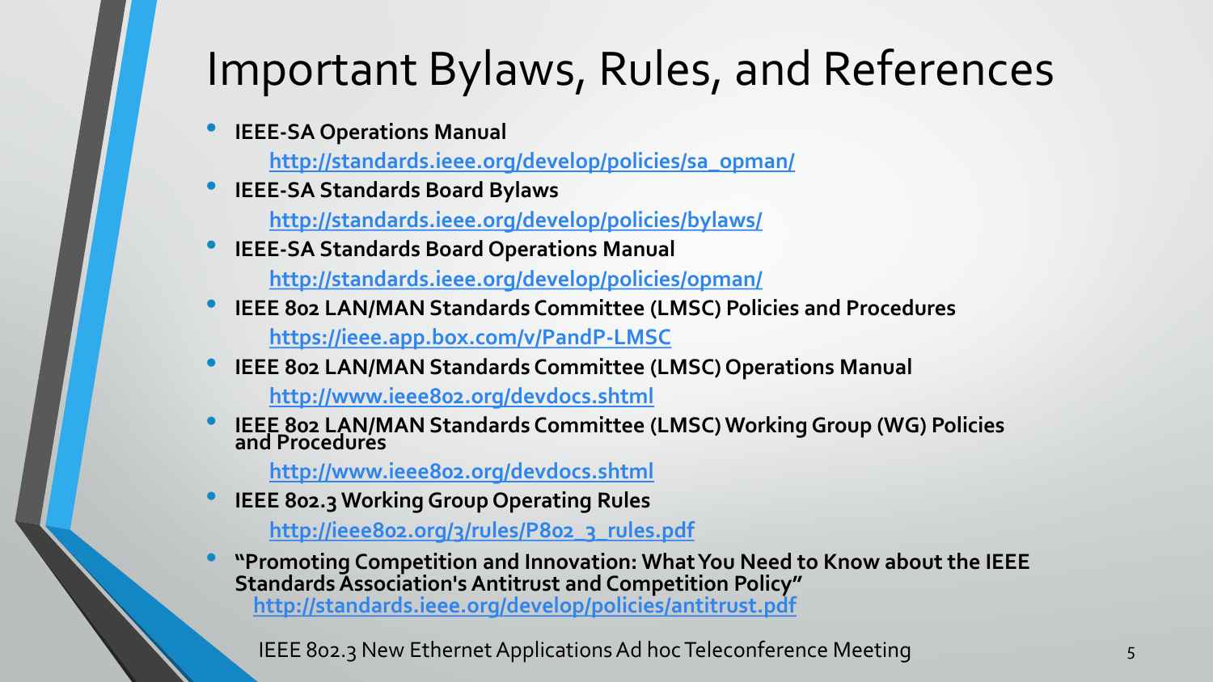# Important Bylaws, Rules, and References

- **IEEE-SA Operations Manual**
  
  http://standards.ieee.org/develop/policies/sa_opman/
- **IEEE-SA Standards Board Bylaws**
  
  http://standards.ieee.org/develop/policies/bylaws/
- **IEEE-SA Standards Board Operations Manual**
  
  http://standards.ieee.org/develop/policies/opman/
- **IEEE 802 LAN/MAN Standards Committee (LMSC) Policies and Procedures**
  
  https://ieee.app.box.com/v/PandP-LMSC
- **IEEE 802 LAN/MAN Standards Committee (LMSC) Operations Manual**
  
  http://www.ieee802.org/devdocs.shtml
- **IEEE 802 LAN/MAN Standards Committee (LMSC) Working Group (WG) Policies and Procedures**
  
  http://www.ieee802.org/devdocs.shtml
- **IEEE 802.3 Working Group Operating Rules**
  
  http://ieee802.org/3/rules/P802_3_rules.pdf
- **"Promoting Competition and Innovation: What You Need to Know about the IEEE Standards Association's Antitrust and Competition Policy"**
  
  http://standards.ieee.org/develop/policies/antitrust.pdf